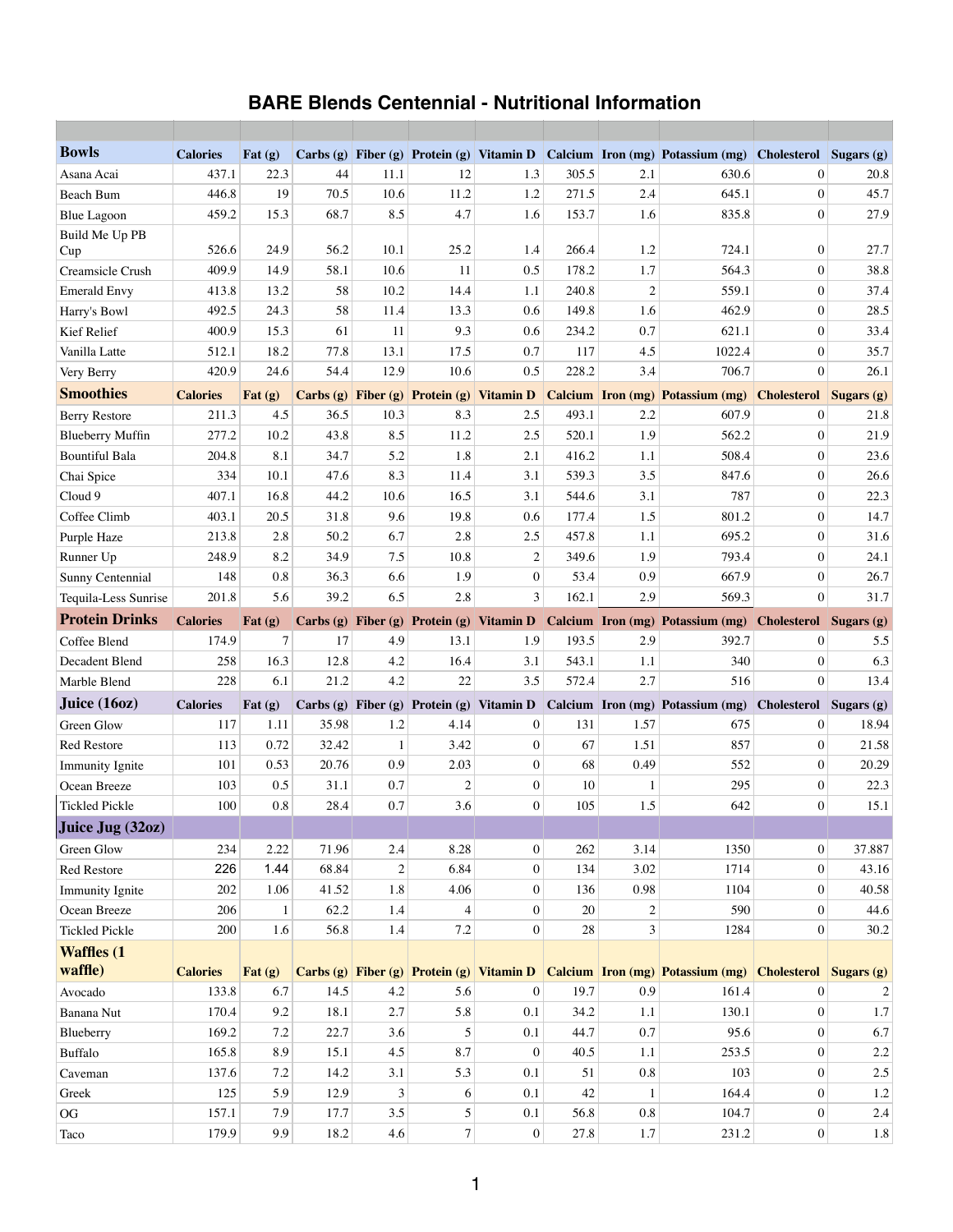# BARE Blends Centennial - Nutritional Information

| Bowls | Calories | Fat (g) | Carbs (g) | Fiber (g) | Protein (g) | Vitamin D | Calcium | Iron (mg) | Potassium (mg) | Cholesterol | Sugars (g) |
|---|---|---|---|---|---|---|---|---|---|---|---|
| Asana Acai | 437.1 | 22.3 | 44 | 11.1 | 12 | 1.3 | 305.5 | 2.1 | 630.6 | 0 | 20.8 |
| Beach Bum | 446.8 | 19 | 70.5 | 10.6 | 11.2 | 1.2 | 271.5 | 2.4 | 645.1 | 0 | 45.7 |
| Blue Lagoon | 459.2 | 15.3 | 68.7 | 8.5 | 4.7 | 1.6 | 153.7 | 1.6 | 835.8 | 0 | 27.9 |
| Build Me Up PB Cup | 526.6 | 24.9 | 56.2 | 10.1 | 25.2 | 1.4 | 266.4 | 1.2 | 724.1 | 0 | 27.7 |
| Creamsicle Crush | 409.9 | 14.9 | 58.1 | 10.6 | 11 | 0.5 | 178.2 | 1.7 | 564.3 | 0 | 38.8 |
| Emerald Envy | 413.8 | 13.2 | 58 | 10.2 | 14.4 | 1.1 | 240.8 | 2 | 559.1 | 0 | 37.4 |
| Harry's Bowl | 492.5 | 24.3 | 58 | 11.4 | 13.3 | 0.6 | 149.8 | 1.6 | 462.9 | 0 | 28.5 |
| Kief Relief | 400.9 | 15.3 | 61 | 11 | 9.3 | 0.6 | 234.2 | 0.7 | 621.1 | 0 | 33.4 |
| Vanilla Latte | 512.1 | 18.2 | 77.8 | 13.1 | 17.5 | 0.7 | 117 | 4.5 | 1022.4 | 0 | 35.7 |
| Very Berry | 420.9 | 24.6 | 54.4 | 12.9 | 10.6 | 0.5 | 228.2 | 3.4 | 706.7 | 0 | 26.1 |
| **Smoothies** | **Calories** | **Fat (g)** | **Carbs (g)** | **Fiber (g)** | **Protein (g)** | **Vitamin D** | **Calcium** | **Iron (mg)** | **Potassium (mg)** | **Cholesterol** | **Sugars (g)** |
| Berry Restore | 211.3 | 4.5 | 36.5 | 10.3 | 8.3 | 2.5 | 493.1 | 2.2 | 607.9 | 0 | 21.8 |
| Blueberry Muffin | 277.2 | 10.2 | 43.8 | 8.5 | 11.2 | 2.5 | 520.1 | 1.9 | 562.2 | 0 | 21.9 |
| Bountiful Bala | 204.8 | 8.1 | 34.7 | 5.2 | 1.8 | 2.1 | 416.2 | 1.1 | 508.4 | 0 | 23.6 |
| Chai Spice | 334 | 10.1 | 47.6 | 8.3 | 11.4 | 3.1 | 539.3 | 3.5 | 847.6 | 0 | 26.6 |
| Cloud 9 | 407.1 | 16.8 | 44.2 | 10.6 | 16.5 | 3.1 | 544.6 | 3.1 | 787 | 0 | 22.3 |
| Coffee Climb | 403.1 | 20.5 | 31.8 | 9.6 | 19.8 | 0.6 | 177.4 | 1.5 | 801.2 | 0 | 14.7 |
| Purple Haze | 213.8 | 2.8 | 50.2 | 6.7 | 2.8 | 2.5 | 457.8 | 1.1 | 695.2 | 0 | 31.6 |
| Runner Up | 248.9 | 8.2 | 34.9 | 7.5 | 10.8 | 2 | 349.6 | 1.9 | 793.4 | 0 | 24.1 |
| Sunny Centennial | 148 | 0.8 | 36.3 | 6.6 | 1.9 | 0 | 53.4 | 0.9 | 667.9 | 0 | 26.7 |
| Tequila-Less Sunrise | 201.8 | 5.6 | 39.2 | 6.5 | 2.8 | 3 | 162.1 | 2.9 | 569.3 | 0 | 31.7 |
| **Protein Drinks** | **Calories** | **Fat (g)** | **Carbs (g)** | **Fiber (g)** | **Protein (g)** | **Vitamin D** | **Calcium** | **Iron (mg)** | **Potassium (mg)** | **Cholesterol** | **Sugars (g)** |
| Coffee Blend | 174.9 | 7 | 17 | 4.9 | 13.1 | 1.9 | 193.5 | 2.9 | 392.7 | 0 | 5.5 |
| Decadent Blend | 258 | 16.3 | 12.8 | 4.2 | 16.4 | 3.1 | 543.1 | 1.1 | 340 | 0 | 6.3 |
| Marble Blend | 228 | 6.1 | 21.2 | 4.2 | 22 | 3.5 | 572.4 | 2.7 | 516 | 0 | 13.4 |
| **Juice (16oz)** | **Calories** | **Fat (g)** | **Carbs (g)** | **Fiber (g)** | **Protein (g)** | **Vitamin D** | **Calcium** | **Iron (mg)** | **Potassium (mg)** | **Cholesterol** | **Sugars (g)** |
| Green Glow | 117 | 1.11 | 35.98 | 1.2 | 4.14 | 0 | 131 | 1.57 | 675 | 0 | 18.94 |
| Red Restore | 113 | 0.72 | 32.42 | 1 | 3.42 | 0 | 67 | 1.51 | 857 | 0 | 21.58 |
| Immunity Ignite | 101 | 0.53 | 20.76 | 0.9 | 2.03 | 0 | 68 | 0.49 | 552 | 0 | 20.29 |
| Ocean Breeze | 103 | 0.5 | 31.1 | 0.7 | 2 | 0 | 10 | 1 | 295 | 0 | 22.3 |
| Tickled Pickle | 100 | 0.8 | 28.4 | 0.7 | 3.6 | 0 | 105 | 1.5 | 642 | 0 | 15.1 |
| **Juice Jug (32oz)** | | | | | | | | | | | |
| Green Glow | 234 | 2.22 | 71.96 | 2.4 | 8.28 | 0 | 262 | 3.14 | 1350 | 0 | 37.887 |
| Red Restore | 226 | 1.44 | 68.84 | 2 | 6.84 | 0 | 134 | 3.02 | 1714 | 0 | 43.16 |
| Immunity Ignite | 202 | 1.06 | 41.52 | 1.8 | 4.06 | 0 | 136 | 0.98 | 1104 | 0 | 40.58 |
| Ocean Breeze | 206 | 1 | 62.2 | 1.4 | 4 | 0 | 20 | 2 | 590 | 0 | 44.6 |
| Tickled Pickle | 200 | 1.6 | 56.8 | 1.4 | 7.2 | 0 | 28 | 3 | 1284 | 0 | 30.2 |
| **Waffles (1 waffle)** | **Calories** | **Fat (g)** | **Carbs (g)** | **Fiber (g)** | **Protein (g)** | **Vitamin D** | **Calcium** | **Iron (mg)** | **Potassium (mg)** | **Cholesterol** | **Sugars (g)** |
| Avocado | 133.8 | 6.7 | 14.5 | 4.2 | 5.6 | 0 | 19.7 | 0.9 | 161.4 | 0 | 2 |
| Banana Nut | 170.4 | 9.2 | 18.1 | 2.7 | 5.8 | 0.1 | 34.2 | 1.1 | 130.1 | 0 | 1.7 |
| Blueberry | 169.2 | 7.2 | 22.7 | 3.6 | 5 | 0.1 | 44.7 | 0.7 | 95.6 | 0 | 6.7 |
| Buffalo | 165.8 | 8.9 | 15.1 | 4.5 | 8.7 | 0 | 40.5 | 1.1 | 253.5 | 0 | 2.2 |
| Caveman | 137.6 | 7.2 | 14.2 | 3.1 | 5.3 | 0.1 | 51 | 0.8 | 103 | 0 | 2.5 |
| Greek | 125 | 5.9 | 12.9 | 3 | 6 | 0.1 | 42 | 1 | 164.4 | 0 | 1.2 |
| OG | 157.1 | 7.9 | 17.7 | 3.5 | 5 | 0.1 | 56.8 | 0.8 | 104.7 | 0 | 2.4 |
| Taco | 179.9 | 9.9 | 18.2 | 4.6 | 7 | 0 | 27.8 | 1.7 | 231.2 | 0 | 1.8 |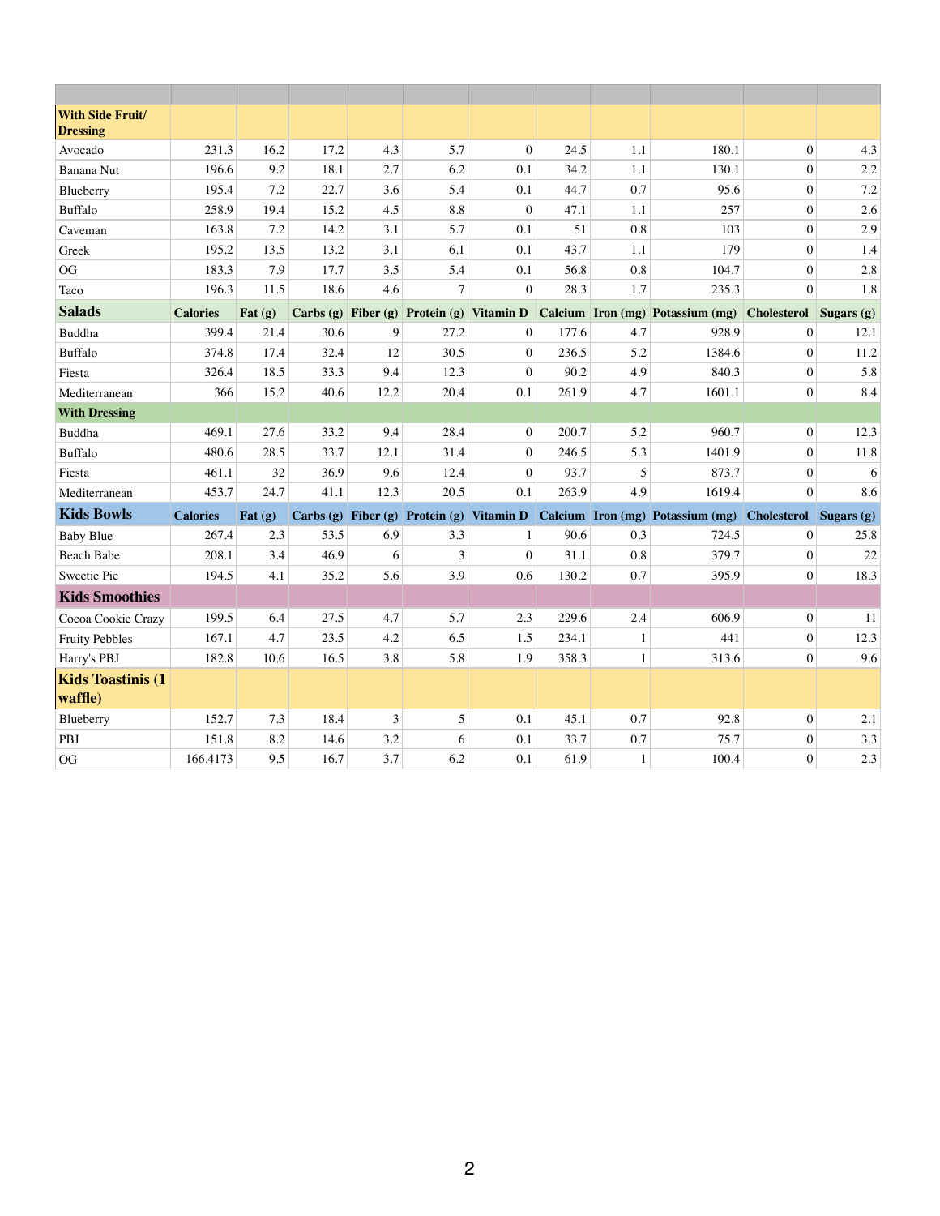| | | | | | | | | | | |
|---|---|---|---|---|---|---|---|---|---|---|
| **With Side Fruit/ Dressing** | | | | | | | | | | |
| Avocado | 231.3 | 16.2 | 17.2 | 4.3 | 5.7 | 0 | 24.5 | 1.1 | 180.1 | 0 | 4.3 |
| Banana Nut | 196.6 | 9.2 | 18.1 | 2.7 | 6.2 | 0.1 | 34.2 | 1.1 | 130.1 | 0 | 2.2 |
| Blueberry | 195.4 | 7.2 | 22.7 | 3.6 | 5.4 | 0.1 | 44.7 | 0.7 | 95.6 | 0 | 7.2 |
| Buffalo | 258.9 | 19.4 | 15.2 | 4.5 | 8.8 | 0 | 47.1 | 1.1 | 257 | 0 | 2.6 |
| Caveman | 163.8 | 7.2 | 14.2 | 3.1 | 5.7 | 0.1 | 51 | 0.8 | 103 | 0 | 2.9 |
| Greek | 195.2 | 13.5 | 13.2 | 3.1 | 6.1 | 0.1 | 43.7 | 1.1 | 179 | 0 | 1.4 |
| OG | 183.3 | 7.9 | 17.7 | 3.5 | 5.4 | 0.1 | 56.8 | 0.8 | 104.7 | 0 | 2.8 |
| Taco | 196.3 | 11.5 | 18.6 | 4.6 | 7 | 0 | 28.3 | 1.7 | 235.3 | 0 | 1.8 |
| **Salads** | **Calories** | **Fat (g)** | **Carbs (g)** | **Fiber (g)** | **Protein (g)** | **Vitamin D** | **Calcium** | **Iron (mg)** | **Potassium (mg)** | **Cholesterol** | **Sugars (g)** |
| Buddha | 399.4 | 21.4 | 30.6 | 9 | 27.2 | 0 | 177.6 | 4.7 | 928.9 | 0 | 12.1 |
| Buffalo | 374.8 | 17.4 | 32.4 | 12 | 30.5 | 0 | 236.5 | 5.2 | 1384.6 | 0 | 11.2 |
| Fiesta | 326.4 | 18.5 | 33.3 | 9.4 | 12.3 | 0 | 90.2 | 4.9 | 840.3 | 0 | 5.8 |
| Mediterranean | 366 | 15.2 | 40.6 | 12.2 | 20.4 | 0.1 | 261.9 | 4.7 | 1601.1 | 0 | 8.4 |
| **With Dressing** | | | | | | | | | | | |
| Buddha | 469.1 | 27.6 | 33.2 | 9.4 | 28.4 | 0 | 200.7 | 5.2 | 960.7 | 0 | 12.3 |
| Buffalo | 480.6 | 28.5 | 33.7 | 12.1 | 31.4 | 0 | 246.5 | 5.3 | 1401.9 | 0 | 11.8 |
| Fiesta | 461.1 | 32 | 36.9 | 9.6 | 12.4 | 0 | 93.7 | 5 | 873.7 | 0 | 6 |
| Mediterranean | 453.7 | 24.7 | 41.1 | 12.3 | 20.5 | 0.1 | 263.9 | 4.9 | 1619.4 | 0 | 8.6 |
| **Kids Bowls** | **Calories** | **Fat (g)** | **Carbs (g)** | **Fiber (g)** | **Protein (g)** | **Vitamin D** | **Calcium** | **Iron (mg)** | **Potassium (mg)** | **Cholesterol** | **Sugars (g)** |
| Baby Blue | 267.4 | 2.3 | 53.5 | 6.9 | 3.3 | 1 | 90.6 | 0.3 | 724.5 | 0 | 25.8 |
| Beach Babe | 208.1 | 3.4 | 46.9 | 6 | 3 | 0 | 31.1 | 0.8 | 379.7 | 0 | 22 |
| Sweetie Pie | 194.5 | 4.1 | 35.2 | 5.6 | 3.9 | 0.6 | 130.2 | 0.7 | 395.9 | 0 | 18.3 |
| **Kids Smoothies** | | | | | | | | | | | |
| Cocoa Cookie Crazy | 199.5 | 6.4 | 27.5 | 4.7 | 5.7 | 2.3 | 229.6 | 2.4 | 606.9 | 0 | 11 |
| Fruity Pebbles | 167.1 | 4.7 | 23.5 | 4.2 | 6.5 | 1.5 | 234.1 | 1 | 441 | 0 | 12.3 |
| Harry's PBJ | 182.8 | 10.6 | 16.5 | 3.8 | 5.8 | 1.9 | 358.3 | 1 | 313.6 | 0 | 9.6 |
| **Kids Toastinis (1 waffle)** | | | | | | | | | | | |
| Blueberry | 152.7 | 7.3 | 18.4 | 3 | 5 | 0.1 | 45.1 | 0.7 | 92.8 | 0 | 2.1 |
| PBJ | 151.8 | 8.2 | 14.6 | 3.2 | 6 | 0.1 | 33.7 | 0.7 | 75.7 | 0 | 3.3 |
| OG | 166.4173 | 9.5 | 16.7 | 3.7 | 6.2 | 0.1 | 61.9 | 1 | 100.4 | 0 | 2.3 |